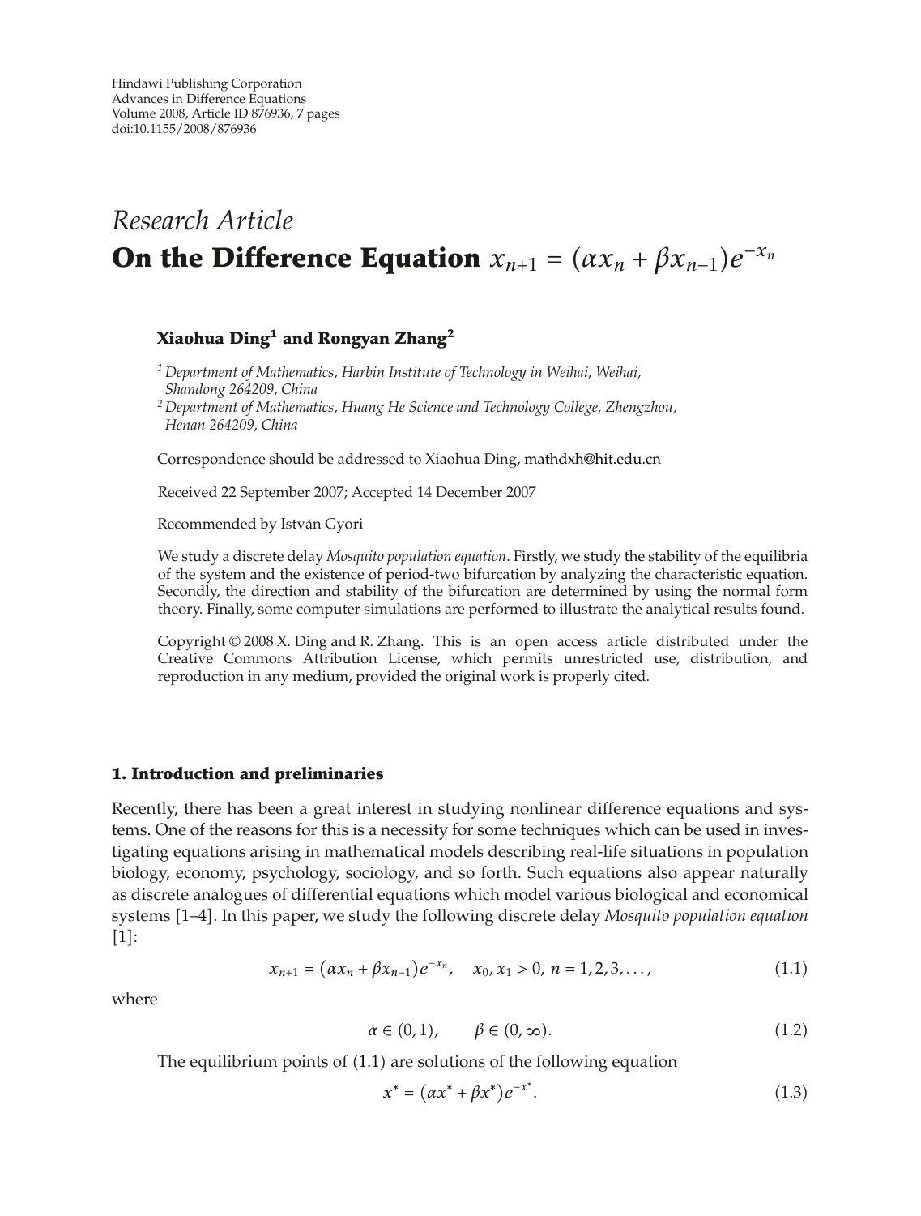Hindawi Publishing Corporation
Advances in Difference Equations
Volume 2008, Article ID 876936, 7 pages
doi:10.1155/2008/876936

*Research Article*

# On the Difference Equation $x_{n+1} = (\alpha x_n + \beta x_{n-1})e^{-x_n}$

**Xiaohua Ding[1] and Rongyan Zhang[2]**

[1] *Department of Mathematics, Harbin Institute of Technology in Weihai, Weihai, Shandong 264209, China*
[2] *Department of Mathematics, Huang He Science and Technology College, Zhengzhou, Henan 264209, China*

Correspondence should be addressed to Xiaohua Ding, mathdxh@hit.edu.cn

Received 22 September 2007; Accepted 14 December 2007

Recommended by István Gyori

We study a discrete delay *Mosquito population equation*. Firstly, we study the stability of the equilibria of the system and the existence of period-two bifurcation by analyzing the characteristic equation. Secondly, the direction and stability of the bifurcation are determined by using the normal form theory. Finally, some computer simulations are performed to illustrate the analytical results found.

Copyright © 2008 X. Ding and R. Zhang. This is an open access article distributed under the Creative Commons Attribution License, which permits unrestricted use, distribution, and reproduction in any medium, provided the original work is properly cited.

## 1. Introduction and preliminaries

Recently, there has been a great interest in studying nonlinear difference equations and systems. One of the reasons for this is a necessity for some techniques which can be used in investigating equations arising in mathematical models describing real-life situations in population biology, economy, psychology, sociology, and so forth. Such equations also appear naturally as discrete analogues of differential equations which model various biological and economical systems [1–4]. In this paper, we study the following discrete delay *Mosquito population equation* [1]:

$$x_{n+1} = (\alpha x_n + \beta x_{n-1})e^{-x_n}, \quad x_0, x_1 > 0,\ n = 1, 2, 3, \ldots, \tag{1.1}$$

where

$$\alpha \in (0,1), \qquad \beta \in (0,\infty). \tag{1.2}$$

The equilibrium points of (1.1) are solutions of the following equation

$$x^* = (\alpha x^* + \beta x^*)e^{-x^*}. \tag{1.3}$$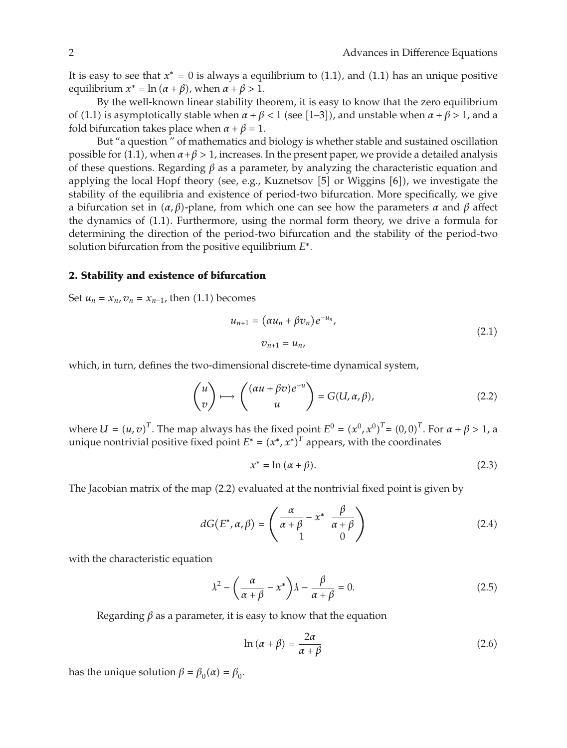It is easy to see that $x^* = 0$ is always a equilibrium to (1.1), and (1.1) has an unique positive equilibrium $x^* = \ln(\alpha + \beta)$, when $\alpha + \beta > 1$.

By the well-known linear stability theorem, it is easy to know that the zero equilibrium of (1.1) is asymptotically stable when $\alpha + \beta < 1$ (see [1–3]), and unstable when $\alpha + \beta > 1$, and a fold bifurcation takes place when $\alpha + \beta = 1$.

But "a question " of mathematics and biology is whether stable and sustained oscillation possible for (1.1), when $\alpha + \beta > 1$, increases. In the present paper, we provide a detailed analysis of these questions. Regarding $\beta$ as a parameter, by analyzing the characteristic equation and applying the local Hopf theory (see, e.g., Kuznetsov [5] or Wiggins [6]), we investigate the stability of the equilibria and existence of period-two bifurcation. More specifically, we give a bifurcation set in $(\alpha, \beta)$-plane, from which one can see how the parameters $\alpha$ and $\beta$ affect the dynamics of (1.1). Furthermore, using the normal form theory, we drive a formula for determining the direction of the period-two bifurcation and the stability of the period-two solution bifurcation from the positive equilibrium $E^*$.

## 2. Stability and existence of bifurcation

Set $u_n = x_n, v_n = x_{n-1}$, then (1.1) becomes

$$u_{n+1} = (\alpha u_n + \beta v_n)e^{-u_n},$$
$$v_{n+1} = u_n, \tag{2.1}$$

which, in turn, defines the two-dimensional discrete-time dynamical system,

$$\begin{pmatrix} u \\ v \end{pmatrix} \longmapsto \begin{pmatrix} (\alpha u + \beta v)e^{-u} \\ u \end{pmatrix} = G(U, \alpha, \beta), \tag{2.2}$$

where $U = (u, v)^T$. The map always has the fixed point $E^0 = (x^0, x^0)^T = (0, 0)^T$. For $\alpha + \beta > 1$, a unique nontrivial positive fixed point $E^* = (x^*, x^*)^T$ appears, with the coordinates

$$x^* = \ln(\alpha + \beta). \tag{2.3}$$

The Jacobian matrix of the map (2.2) evaluated at the nontrivial fixed point is given by

$$dG(E^*, \alpha, \beta) = \begin{pmatrix} \dfrac{\alpha}{\alpha + \beta} - x^* & \dfrac{\beta}{\alpha + \beta} \\ 1 & 0 \end{pmatrix} \tag{2.4}$$

with the characteristic equation

$$\lambda^2 - \left(\frac{\alpha}{\alpha + \beta} - x^*\right)\lambda - \frac{\beta}{\alpha + \beta} = 0. \tag{2.5}$$

Regarding $\beta$ as a parameter, it is easy to know that the equation

$$\ln(\alpha + \beta) = \frac{2\alpha}{\alpha + \beta} \tag{2.6}$$

has the unique solution $\beta = \beta_0(\alpha) = \beta_0$.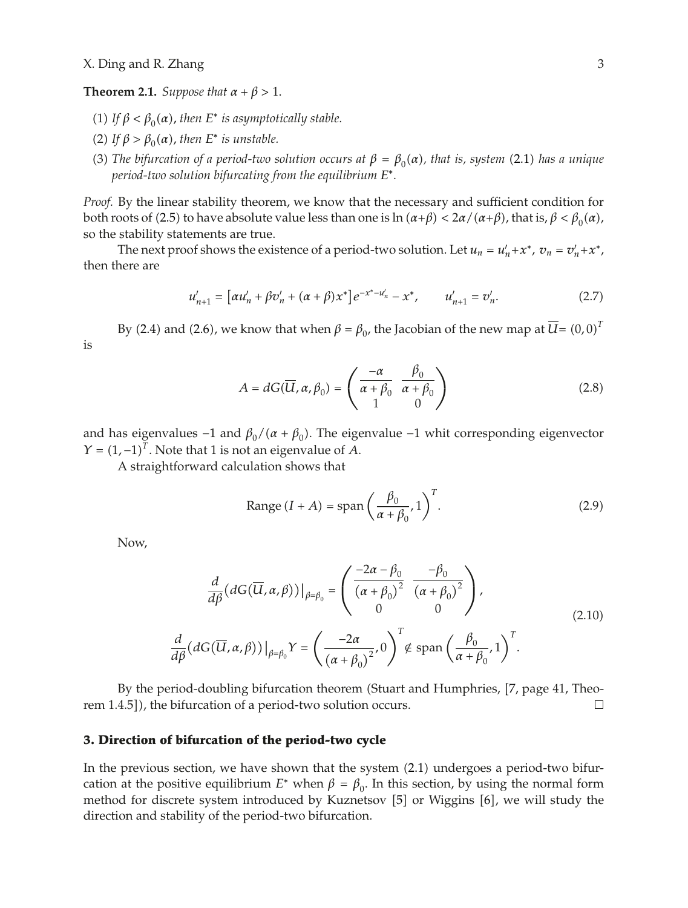**Theorem 2.1.** *Suppose that $\alpha + \beta > 1$.*

1. *If $\beta < \beta_0(\alpha)$, then $E^*$ is asymptotically stable.*
2. *If $\beta > \beta_0(\alpha)$, then $E^*$ is unstable.*
3. *The bifurcation of a period-two solution occurs at $\beta = \beta_0(\alpha)$, that is, system* (2.1) *has a unique period-two solution bifurcating from the equilibrium $E^*$.*

*Proof.* By the linear stability theorem, we know that the necessary and sufficient condition for both roots of (2.5) to have absolute value less than one is $\ln(\alpha+\beta) < 2\alpha/(\alpha+\beta)$, that is, $\beta < \beta_0(\alpha)$, so the stability statements are true.

The next proof shows the existence of a period-two solution. Let $u_n = u'_n + x^*$, $v_n = v'_n + x^*$, then there are

$$u'_{n+1} = \left[\alpha u'_n + \beta v'_n + (\alpha+\beta)x^*\right] e^{-x^* - u'_n} - x^*, \qquad u'_{n+1} = v'_n. \tag{2.7}$$

By (2.4) and (2.6), we know that when $\beta = \beta_0$, the Jacobian of the new map at $\overline{U} = (0,0)^T$ is

$$A = dG(\overline{U}, \alpha, \beta_0) = \begin{pmatrix} \dfrac{-\alpha}{\alpha+\beta_0} & \dfrac{\beta_0}{\alpha+\beta_0} \\ 1 & 0 \end{pmatrix} \tag{2.8}$$

and has eigenvalues $-1$ and $\beta_0/(\alpha+\beta_0)$. The eigenvalue $-1$ whit corresponding eigenvector $Y = (1,-1)^T$. Note that 1 is not an eigenvalue of $A$.

A straightforward calculation shows that

$$\text{Range}\,(I+A) = \text{span}\left(\frac{\beta_0}{\alpha+\beta_0}, 1\right)^T. \tag{2.9}$$

Now,

$$\begin{gathered} \frac{d}{d\beta}\left(dG(\overline{U}, \alpha, \beta)\right)\big|_{\beta=\beta_0} = \begin{pmatrix} \dfrac{-2\alpha-\beta_0}{(\alpha+\beta_0)^2} & \dfrac{-\beta_0}{(\alpha+\beta_0)^2} \\ 0 & 0 \end{pmatrix}, \\ \frac{d}{d\beta}\left(dG(\overline{U}, \alpha, \beta)\right)\big|_{\beta=\beta_0} Y = \left(\frac{-2\alpha}{(\alpha+\beta_0)^2}, 0\right)^T \notin \text{span}\left(\frac{\beta_0}{\alpha+\beta_0}, 1\right)^T. \end{gathered} \tag{2.10}$$

By the period-doubling bifurcation theorem (Stuart and Humphries, [7, page 41, Theorem 1.4.5]), the bifurcation of a period-two solution occurs. □

## 3. Direction of bifurcation of the period-two cycle

In the previous section, we have shown that the system (2.1) undergoes a period-two bifurcation at the positive equilibrium $E^*$ when $\beta = \beta_0$. In this section, by using the normal form method for discrete system introduced by Kuznetsov [5] or Wiggins [6], we will study the direction and stability of the period-two bifurcation.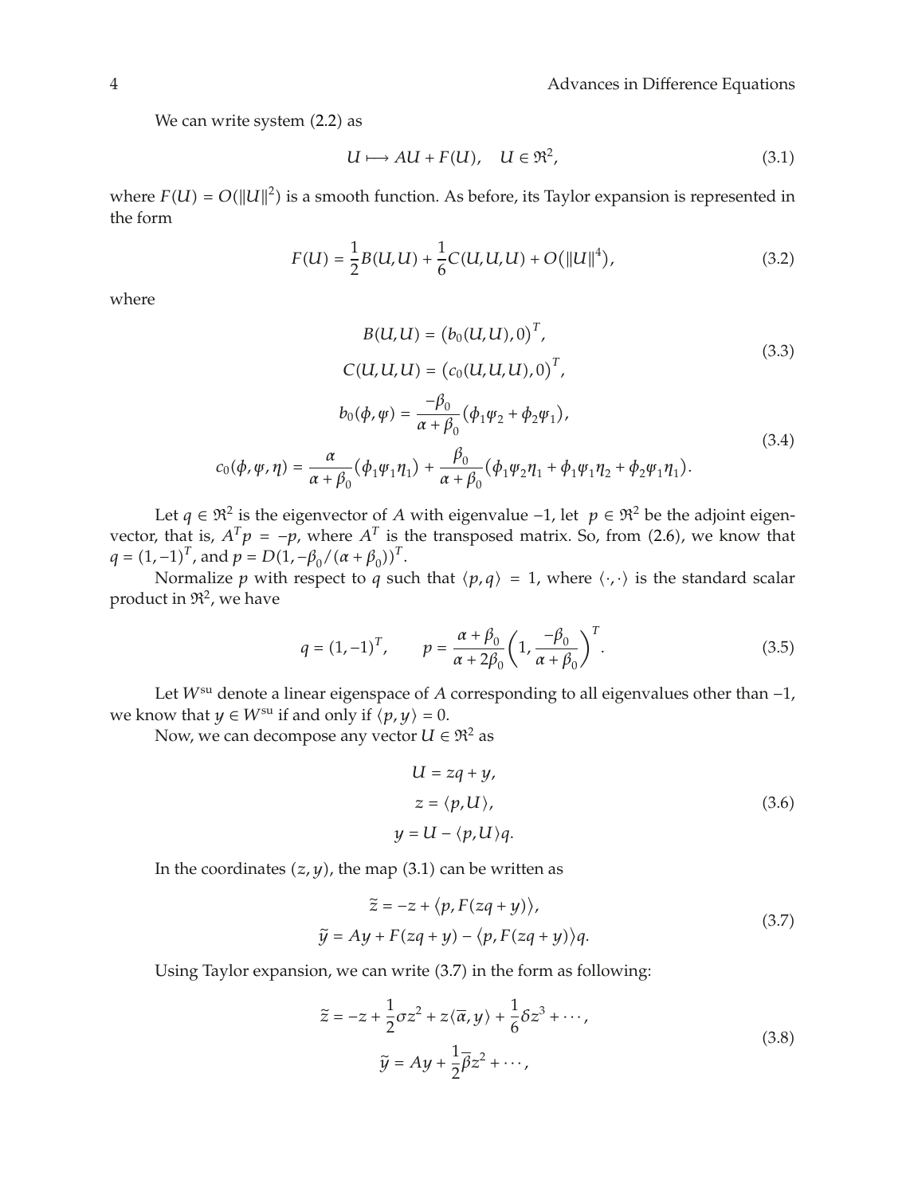We can write system (2.2) as

$$U \longmapsto AU + F(U), \quad U \in \Re^2, \tag{3.1}$$

where $F(U) = O(\|U\|^2)$ is a smooth function. As before, its Taylor expansion is represented in the form

$$F(U) = \frac{1}{2}B(U,U) + \frac{1}{6}C(U,U,U) + O\left(\|U\|^4\right), \tag{3.2}$$

where

$$\begin{gathered} B(U,U) = \left(b_0(U,U), 0\right)^T, \\ C(U,U,U) = \left(c_0(U,U,U), 0\right)^T, \end{gathered} \tag{3.3}$$

$$\begin{gathered} b_0(\phi,\psi) = \frac{-\beta_0}{\alpha+\beta_0}\left(\phi_1\psi_2 + \phi_2\psi_1\right), \\ c_0(\phi,\psi,\eta) = \frac{\alpha}{\alpha+\beta_0}\left(\phi_1\psi_1\eta_1\right) + \frac{\beta_0}{\alpha+\beta_0}\left(\phi_1\psi_2\eta_1 + \phi_1\psi_1\eta_2 + \phi_2\psi_1\eta_1\right). \end{gathered} \tag{3.4}$$

Let $q \in \Re^2$ is the eigenvector of $A$ with eigenvalue $-1$, let $p \in \Re^2$ be the adjoint eigenvector, that is, $A^T p = -p$, where $A^T$ is the transposed matrix. So, from (2.6), we know that $q = (1,-1)^T$, and $p = D(1, -\beta_0/(\alpha+\beta_0))^T$.

Normalize $p$ with respect to $q$ such that $\langle p, q\rangle = 1$, where $\langle \cdot,\cdot\rangle$ is the standard scalar product in $\Re^2$, we have

$$q = (1,-1)^T, \qquad p = \frac{\alpha+\beta_0}{\alpha+2\beta_0}\left(1, \frac{-\beta_0}{\alpha+\beta_0}\right)^T. \tag{3.5}$$

Let $W^{\text{su}}$ denote a linear eigenspace of $A$ corresponding to all eigenvalues other than $-1$, we know that $y \in W^{\text{su}}$ if and only if $\langle p, y\rangle = 0$.

Now, we can decompose any vector $U \in \Re^2$ as

$$\begin{gathered} U = zq + y, \\ z = \langle p, U\rangle, \\ y = U - \langle p, U\rangle q. \end{gathered} \tag{3.6}$$

In the coordinates $(z, y)$, the map (3.1) can be written as

$$\begin{gathered} \tilde{z} = -z + \langle p, F(zq+y)\rangle, \\ \tilde{y} = Ay + F(zq+y) - \langle p, F(zq+y)\rangle q. \end{gathered} \tag{3.7}$$

Using Taylor expansion, we can write (3.7) in the form as following:

$$\begin{gathered} \tilde{z} = -z + \frac{1}{2}\sigma z^2 + z\langle \overline{\alpha}, y\rangle + \frac{1}{6}\delta z^3 + \cdots, \\ \tilde{y} = Ay + \frac{1}{2}\overline{\beta} z^2 + \cdots, \end{gathered} \tag{3.8}$$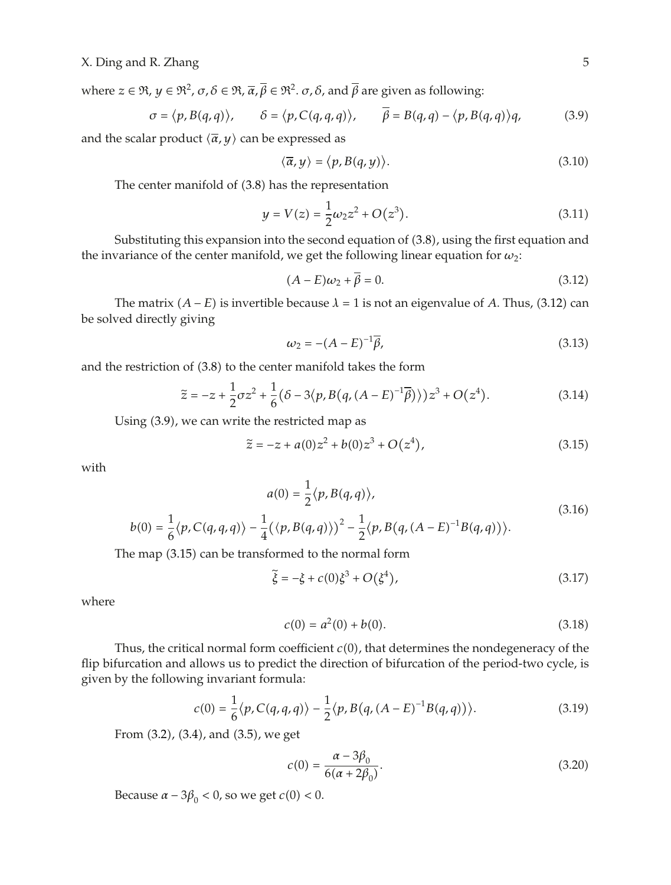where $z \in \Re$, $y \in \Re^2$, $\sigma, \delta \in \Re$, $\overline{\alpha}, \overline{\beta} \in \Re^2$. $\sigma, \delta$, and $\overline{\beta}$ are given as following:

$$\sigma = \langle p, B(q,q) \rangle, \qquad \delta = \langle p, C(q,q,q) \rangle, \qquad \overline{\beta} = B(q,q) - \langle p, B(q,q) \rangle q, \tag{3.9}$$

and the scalar product $\langle \overline{\alpha}, y \rangle$ can be expressed as

$$\langle \overline{\alpha}, y \rangle = \langle p, B(q,y) \rangle. \tag{3.10}$$

The center manifold of (3.8) has the representation

$$y = V(z) = \frac{1}{2}\omega_2 z^2 + O\left(z^3\right). \tag{3.11}$$

Substituting this expansion into the second equation of (3.8), using the first equation and the invariance of the center manifold, we get the following linear equation for $\omega_2$:

$$(A - E)\omega_2 + \overline{\beta} = 0. \tag{3.12}$$

The matrix $(A - E)$ is invertible because $\lambda = 1$ is not an eigenvalue of $A$. Thus, (3.12) can be solved directly giving

$$\omega_2 = -(A - E)^{-1}\overline{\beta}, \tag{3.13}$$

and the restriction of (3.8) to the center manifold takes the form

$$\widetilde{z} = -z + \frac{1}{2}\sigma z^2 + \frac{1}{6}\left(\delta - 3\langle p, B\left(q, (A-E)^{-1}\overline{\beta}\right)\rangle\right)z^3 + O\left(z^4\right). \tag{3.14}$$

Using (3.9), we can write the restricted map as

$$\widetilde{z} = -z + a(0)z^2 + b(0)z^3 + O\left(z^4\right), \tag{3.15}$$

with

$$\begin{gathered} a(0) = \frac{1}{2}\langle p, B(q,q) \rangle, \\ b(0) = \frac{1}{6}\langle p, C(q,q,q) \rangle - \frac{1}{4}\left(\langle p, B(q,q) \rangle\right)^2 - \frac{1}{2}\langle p, B\left(q, (A-E)^{-1}B(q,q)\right)\rangle. \end{gathered} \tag{3.16}$$

The map (3.15) can be transformed to the normal form

$$\widetilde{\xi} = -\xi + c(0)\xi^3 + O\left(\xi^4\right), \tag{3.17}$$

where

$$c(0) = a^2(0) + b(0). \tag{3.18}$$

Thus, the critical normal form coefficient $c(0)$, that determines the nondegeneracy of the flip bifurcation and allows us to predict the direction of bifurcation of the period-two cycle, is given by the following invariant formula:

$$c(0) = \frac{1}{6}\langle p, C(q,q,q) \rangle - \frac{1}{2}\langle p, B\left(q, (A-E)^{-1}B(q,q)\right)\rangle. \tag{3.19}$$

From (3.2), (3.4), and (3.5), we get

$$c(0) = \frac{\alpha - 3\beta_0}{6(\alpha + 2\beta_0)}. \tag{3.20}$$

Because $\alpha - 3\beta_0 < 0$, so we get $c(0) < 0$.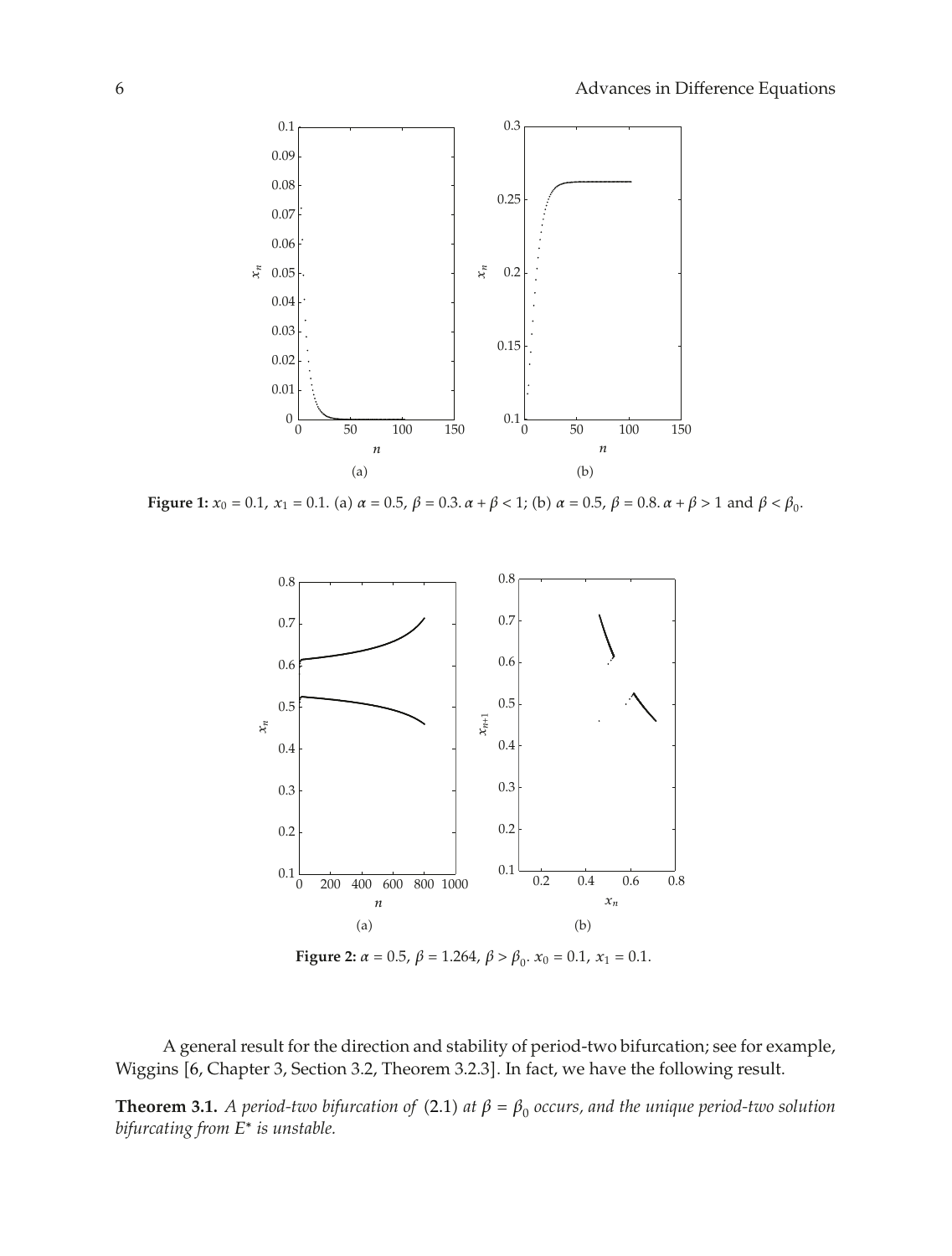**Figure 1:** $x_0 = 0.1$, $x_1 = 0.1$. (a) $\alpha = 0.5$, $\beta = 0.3$. $\alpha + \beta < 1$; (b) $\alpha = 0.5$, $\beta = 0.8$. $\alpha + \beta > 1$ and $\beta < \beta_0$.

**Figure 2:** $\alpha = 0.5$, $\beta = 1.264$, $\beta > \beta_0$. $x_0 = 0.1$, $x_1 = 0.1$.

A general result for the direction and stability of period-two bifurcation; see for example, Wiggins [6, Chapter 3, Section 3.2, Theorem 3.2.3]. In fact, we have the following result.

**Theorem 3.1.** *A period-two bifurcation of* (2.1) *at* $\beta = \beta_0$ *occurs, and the unique period-two solution bifurcating from* $E^*$ *is unstable.*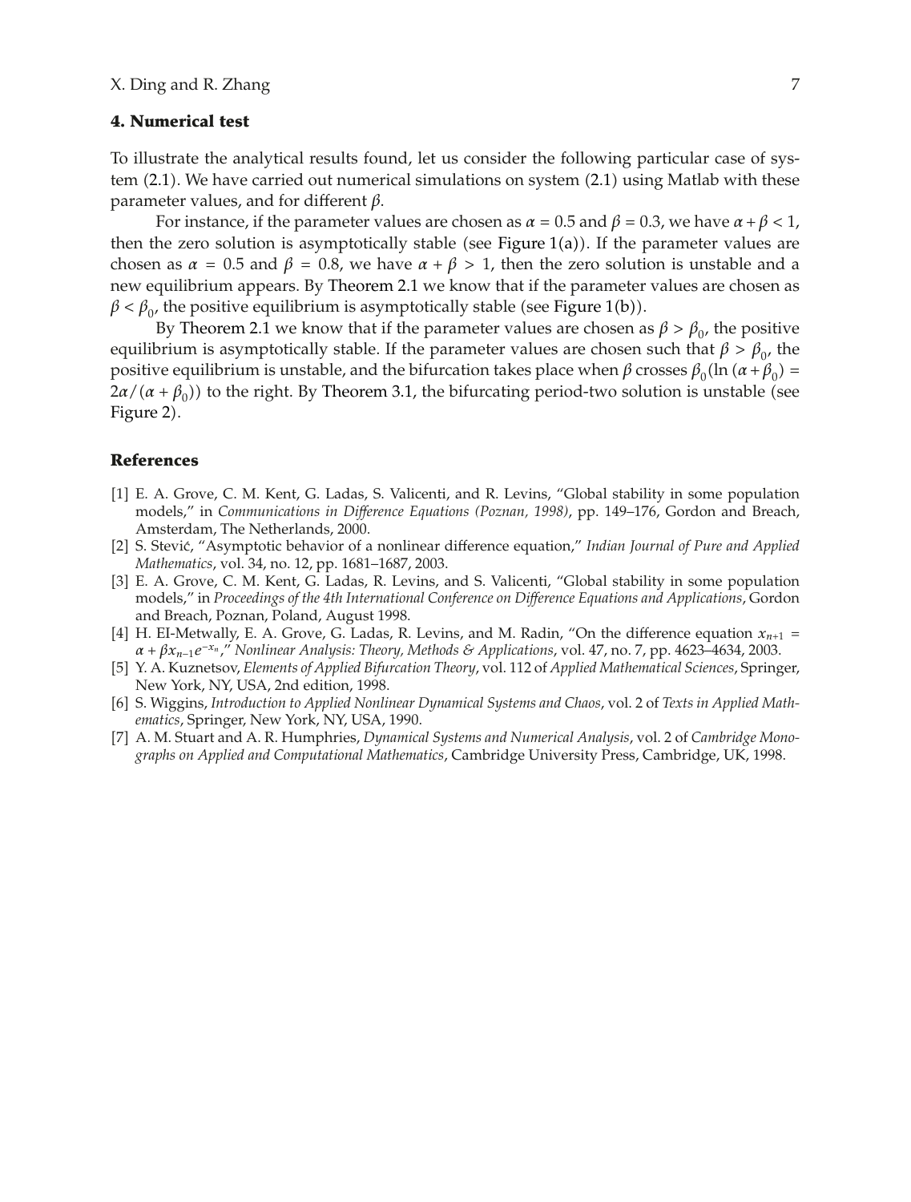## 4. Numerical test

To illustrate the analytical results found, let us consider the following particular case of system (2.1). We have carried out numerical simulations on system (2.1) using Matlab with these parameter values, and for different $\beta$.

For instance, if the parameter values are chosen as $\alpha = 0.5$ and $\beta = 0.3$, we have $\alpha + \beta < 1$, then the zero solution is asymptotically stable (see Figure 1(a)). If the parameter values are chosen as $\alpha = 0.5$ and $\beta = 0.8$, we have $\alpha + \beta > 1$, then the zero solution is unstable and a new equilibrium appears. By Theorem 2.1 we know that if the parameter values are chosen as $\beta < \beta_0$, the positive equilibrium is asymptotically stable (see Figure 1(b)).

By Theorem 2.1 we know that if the parameter values are chosen as $\beta > \beta_0$, the positive equilibrium is asymptotically stable. If the parameter values are chosen such that $\beta > \beta_0$, the positive equilibrium is unstable, and the bifurcation takes place when $\beta$ crosses $\beta_0(\ln(\alpha + \beta_0) = 2\alpha/(\alpha + \beta_0))$ to the right. By Theorem 3.1, the bifurcating period-two solution is unstable (see Figure 2).

## References

[1] E. A. Grove, C. M. Kent, G. Ladas, S. Valicenti, and R. Levins, "Global stability in some population models," in *Communications in Difference Equations (Poznan, 1998)*, pp. 149–176, Gordon and Breach, Amsterdam, The Netherlands, 2000.

[2] S. Stević, "Asymptotic behavior of a nonlinear difference equation," *Indian Journal of Pure and Applied Mathematics*, vol. 34, no. 12, pp. 1681–1687, 2003.

[3] E. A. Grove, C. M. Kent, G. Ladas, R. Levins, and S. Valicenti, "Global stability in some population models," in *Proceedings of the 4th International Conference on Difference Equations and Applications*, Gordon and Breach, Poznan, Poland, August 1998.

[4] H. EI-Metwally, E. A. Grove, G. Ladas, R. Levins, and M. Radin, "On the difference equation $x_{n+1} = \alpha + \beta x_{n-1}e^{-x_n}$," *Nonlinear Analysis: Theory, Methods & Applications*, vol. 47, no. 7, pp. 4623–4634, 2003.

[5] Y. A. Kuznetsov, *Elements of Applied Bifurcation Theory*, vol. 112 of *Applied Mathematical Sciences*, Springer, New York, NY, USA, 2nd edition, 1998.

[6] S. Wiggins, *Introduction to Applied Nonlinear Dynamical Systems and Chaos*, vol. 2 of *Texts in Applied Mathematics*, Springer, New York, NY, USA, 1990.

[7] A. M. Stuart and A. R. Humphries, *Dynamical Systems and Numerical Analysis*, vol. 2 of *Cambridge Monographs on Applied and Computational Mathematics*, Cambridge University Press, Cambridge, UK, 1998.